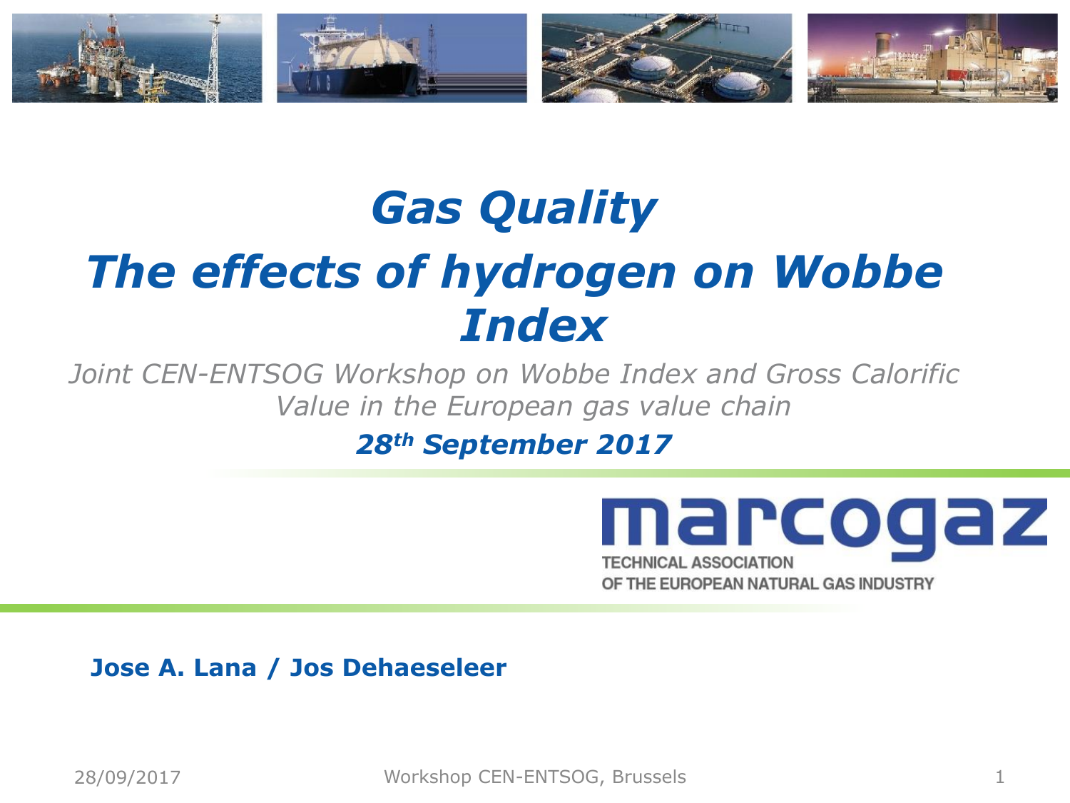# *Gas Quality*

# *The effects of hydrogen on Wobbe Index*

*Joint CEN-ENTSOG Workshop on Wobbe Index and Gross Calorific Value in the European gas value chain*

***28th September 2017***

marcogaz

TECHNICAL ASSOCIATION OF THE EUROPEAN NATURAL GAS INDUSTRY

**Jose A. Lana / Jos Dehaeseleer**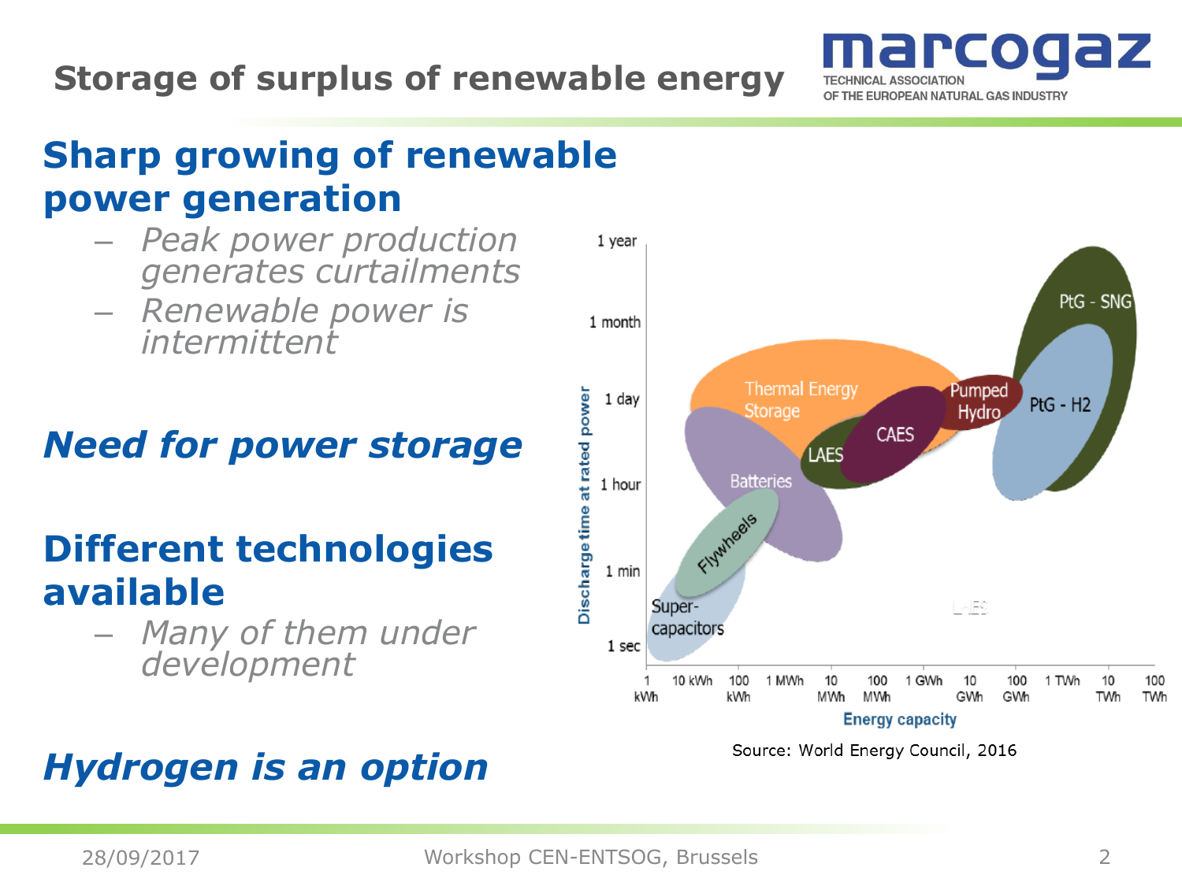# Storage of surplus of renewable energy

## Sharp growing of renewable power generation

- *Peak power production generates curtailments*
- *Renewable power is intermittent*

## *Need for power storage*

## Different technologies available

- *Many of them under development*

## *Hydrogen is an option*

Source: World Energy Council, 2016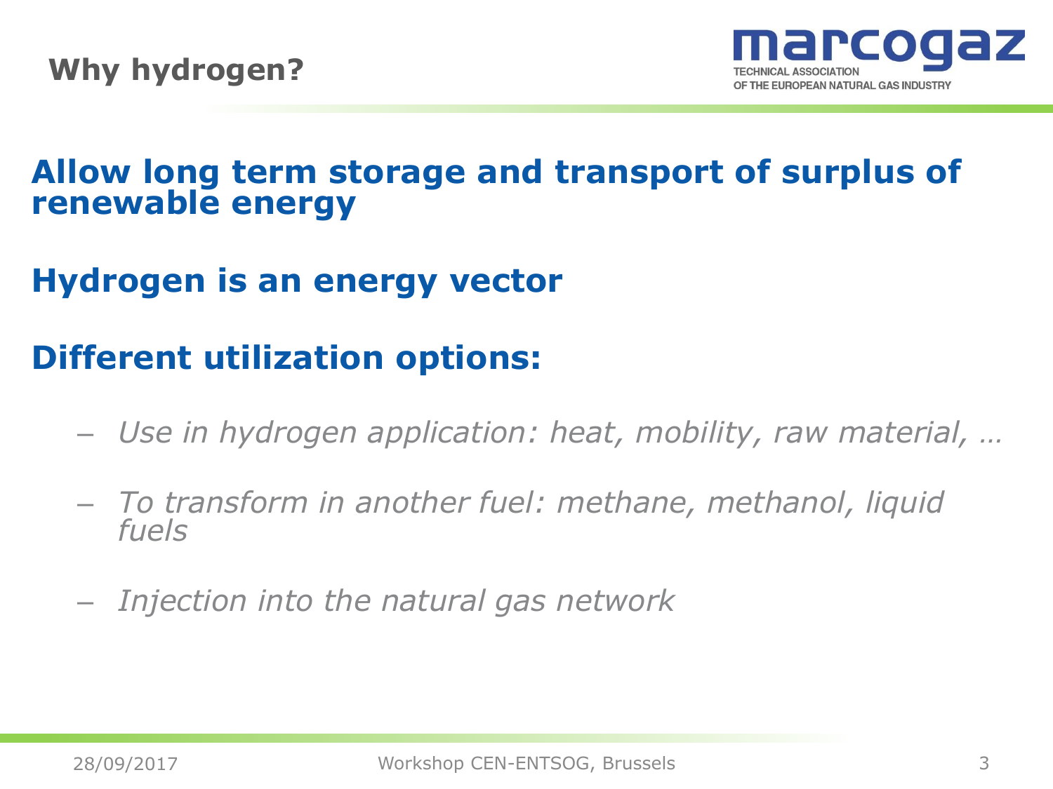# Why hydrogen?

**Allow long term storage and transport of surplus of renewable energy**

**Hydrogen is an energy vector**

**Different utilization options:**

- *Use in hydrogen application: heat, mobility, raw material, …*
- *To transform in another fuel: methane, methanol, liquid fuels*
- *Injection into the natural gas network*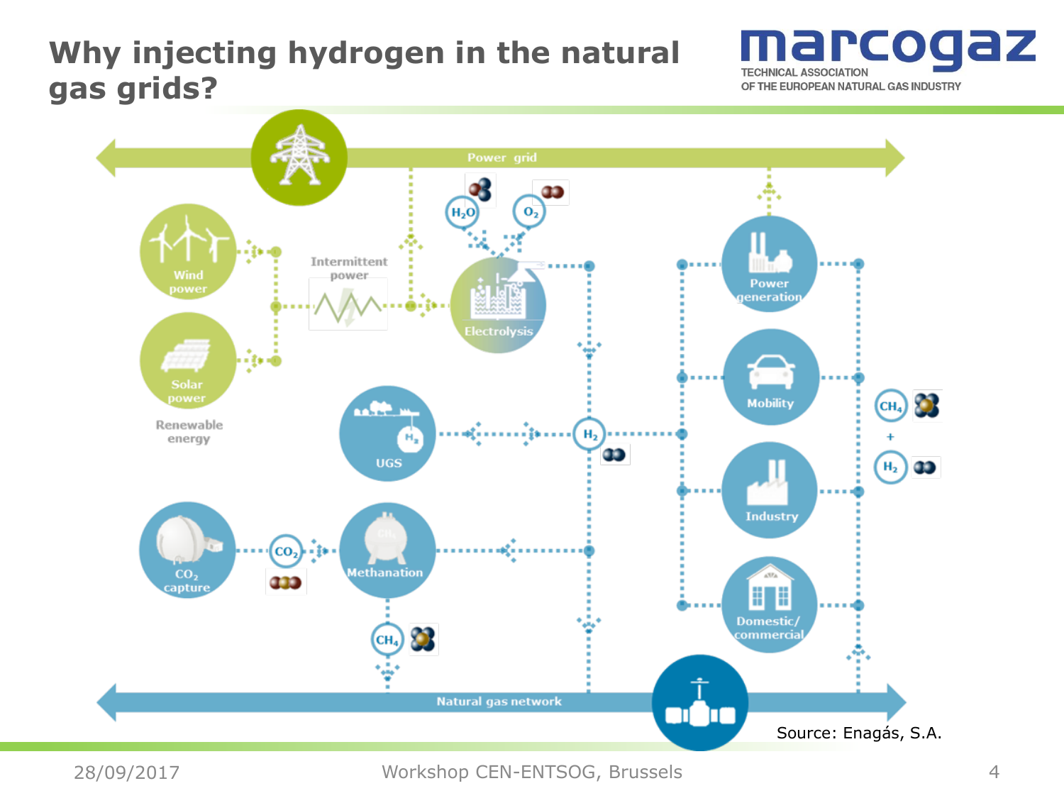# Why injecting hydrogen in the natural gas grids?

Power grid

$H_2O$

$O_2$

Wind power

Intermittent power

Electrolysis

Power generation

Solar power

Renewable energy

Mobility

UGS

$H_2$

$H_2$

$CH_4$

+

$H_2$

Industry

$CO_2$ capture

$CO_2$

Methanation

Domestic/ commercial

$CH_4$

Natural gas network

Source: Enagás, S.A.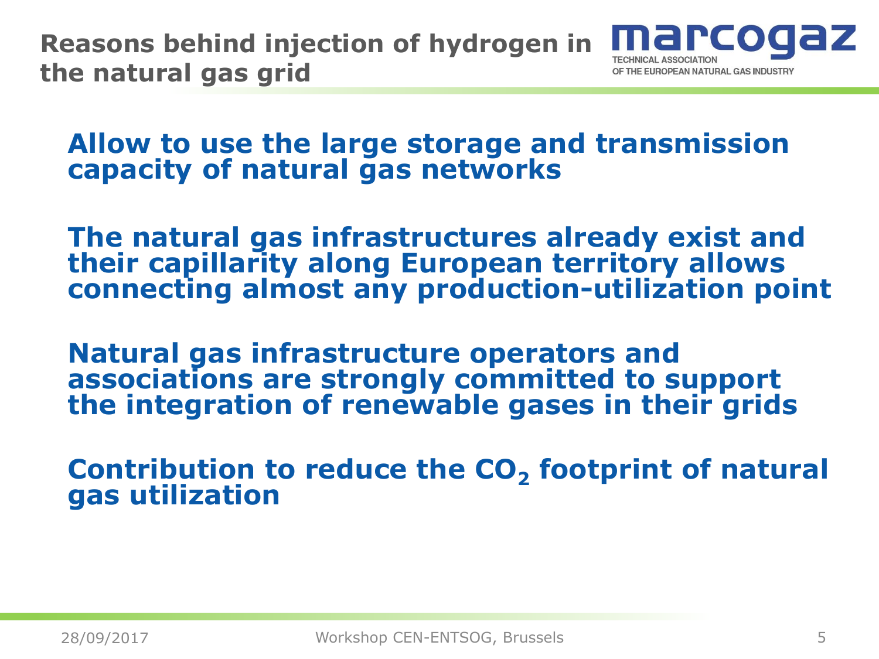# Reasons behind injection of hydrogen in the natural gas grid

**Allow to use the large storage and transmission capacity of natural gas networks**

**The natural gas infrastructures already exist and their capillarity along European territory allows connecting almost any production-utilization point**

**Natural gas infrastructure operators and associations are strongly committed to support the integration of renewable gases in their grids**

**Contribution to reduce the $CO_2$ footprint of natural gas utilization**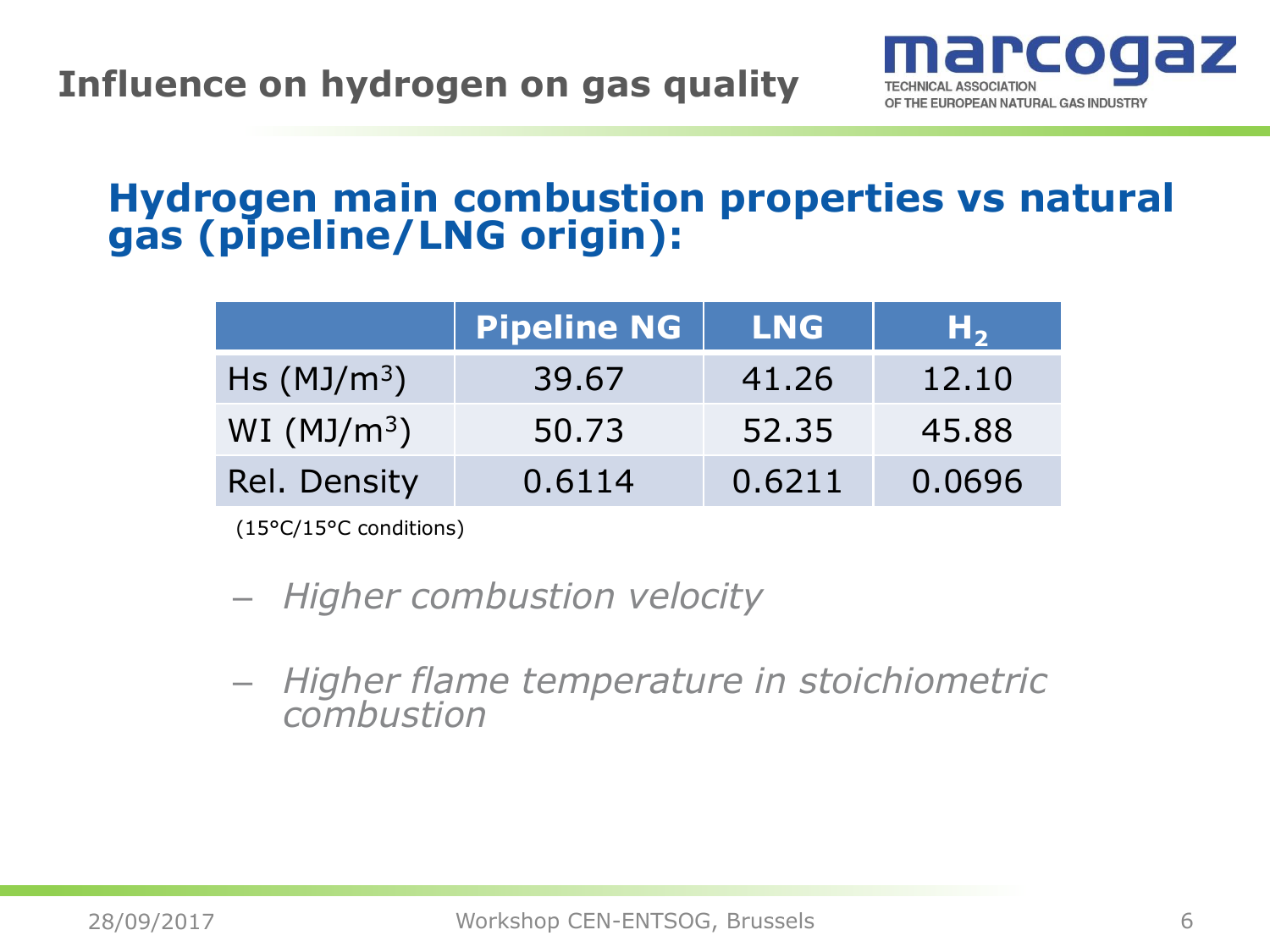# Influence on hydrogen on gas quality

## Hydrogen main combustion properties vs natural gas (pipeline/LNG origin):

| | Pipeline NG | LNG | $H_2$ |
|---|---|---|---|
| Hs ($MJ/m^3$) | 39.67 | 41.26 | 12.10 |
| WI ($MJ/m^3$) | 50.73 | 52.35 | 45.88 |
| Rel. Density | 0.6114 | 0.6211 | 0.0696 |

(15°C/15°C conditions)

- *Higher combustion velocity*
- *Higher flame temperature in stoichiometric combustion*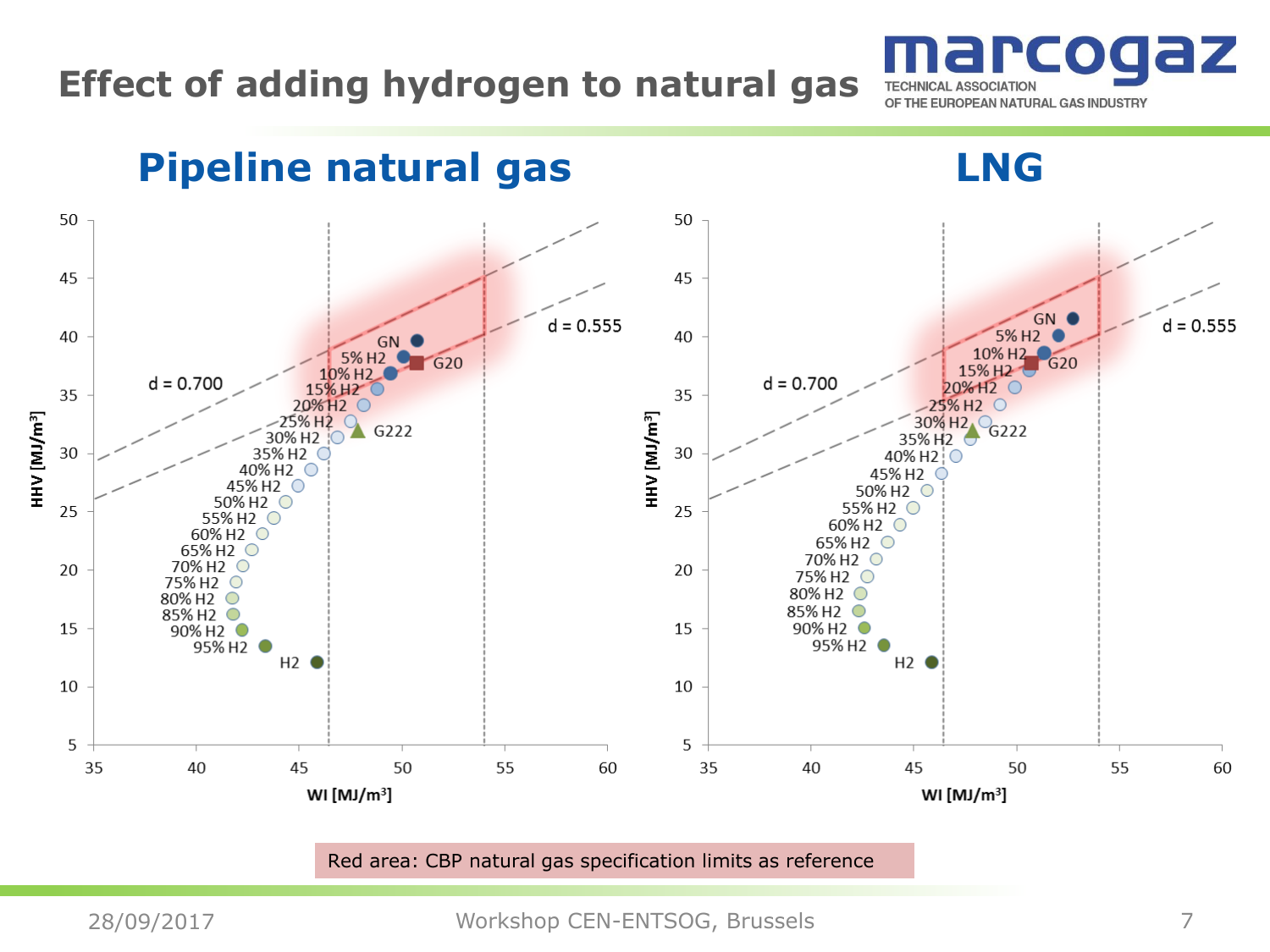# Effect of adding hydrogen to natural gas

marcogaz
TECHNICAL ASSOCIATION
OF THE EUROPEAN NATURAL GAS INDUSTRY

## Pipeline natural gas

## LNG

Red area: CBP natural gas specification limits as reference

28/09/2017 Workshop CEN-ENTSOG, Brussels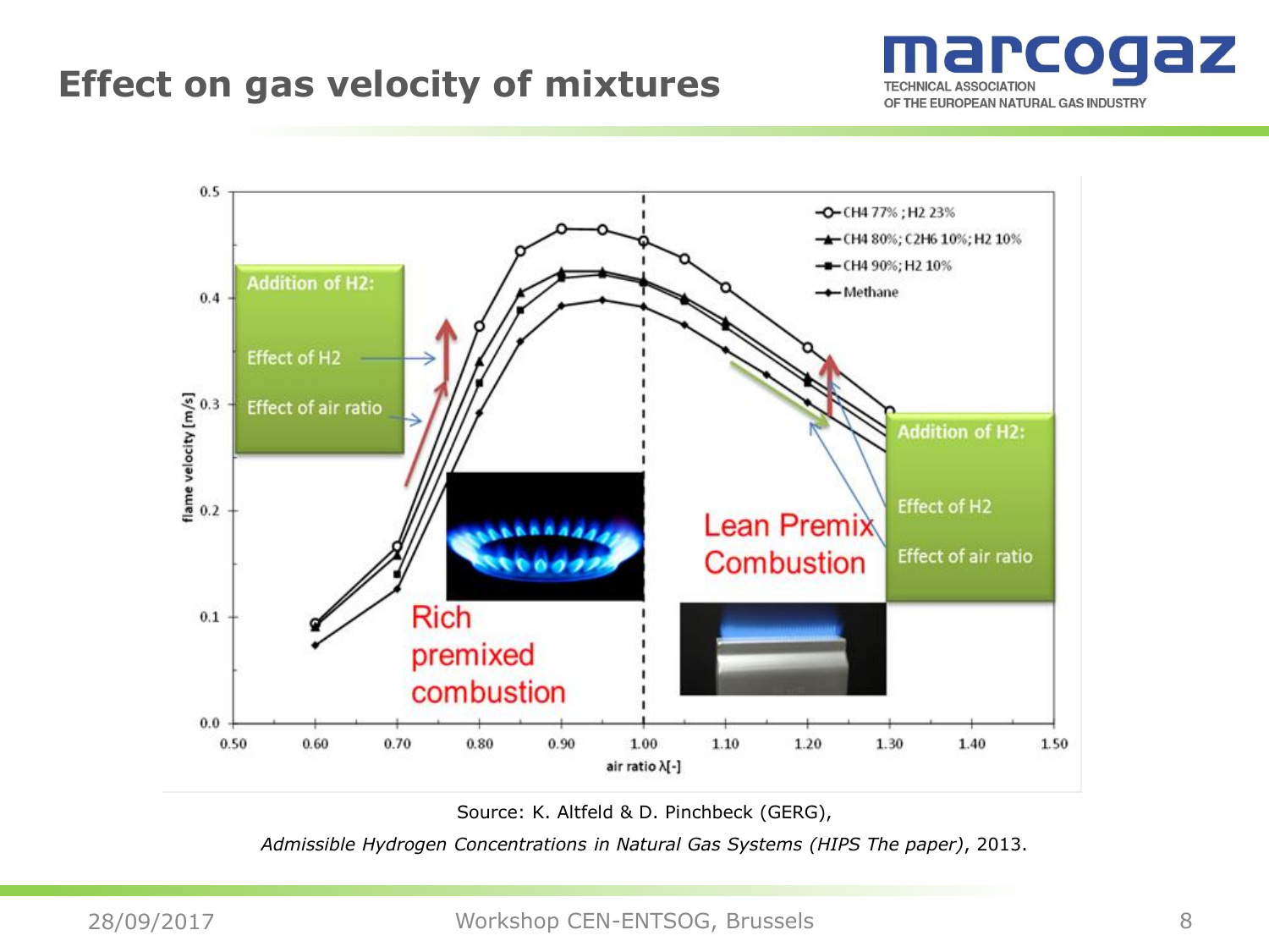# Effect on gas velocity of mixtures

Addition of H2:

Effect of H2

Effect of air ratio

Rich premixed combustion

Lean Premix Combustion

Addition of H2:

Effect of H2

Effect of air ratio

Legend: CH4 77% ; H2 23% — CH4 80%; C2H6 10%; H2 10% — CH4 90%; H2 10% — Methane

flame velocity [m/s] vs. air ratio λ[-]

Source: K. Altfeld & D. Pinchbeck (GERG),

*Admissible Hydrogen Concentrations in Natural Gas Systems (HIPS The paper)*, 2013.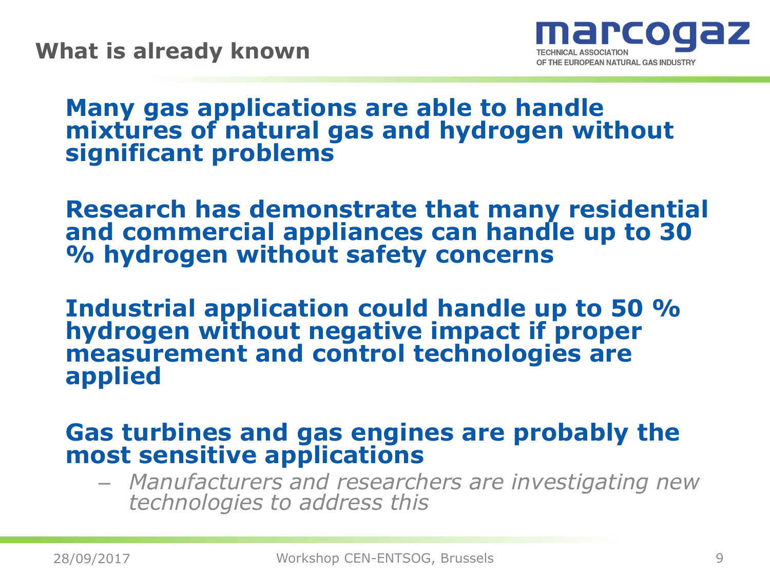# What is already known

**Many gas applications are able to handle mixtures of natural gas and hydrogen without significant problems**

**Research has demonstrate that many residential and commercial appliances can handle up to 30 % hydrogen without safety concerns**

**Industrial application could handle up to 50 % hydrogen without negative impact if proper measurement and control technologies are applied**

**Gas turbines and gas engines are probably the most sensitive applications**

- *Manufacturers and researchers are investigating new technologies to address this*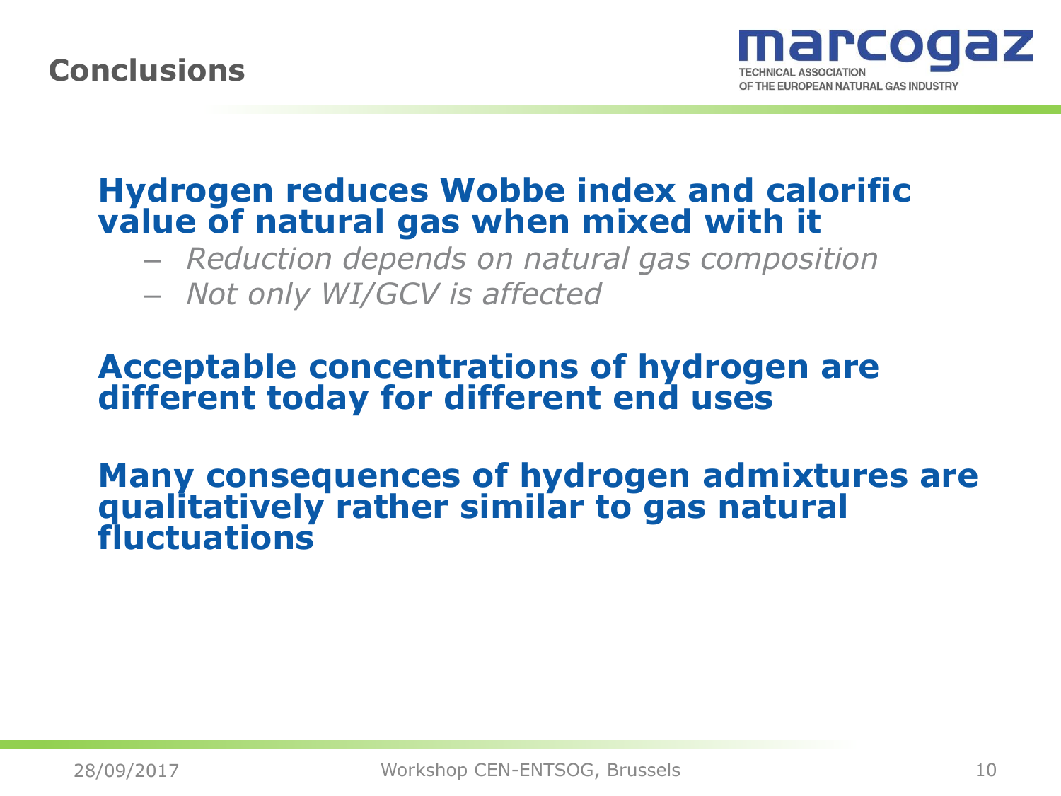# Conclusions

**Hydrogen reduces Wobbe index and calorific value of natural gas when mixed with it**

- *Reduction depends on natural gas composition*
- *Not only WI/GCV is affected*

**Acceptable concentrations of hydrogen are different today for different end uses**

**Many consequences of hydrogen admixtures are qualitatively rather similar to gas natural fluctuations**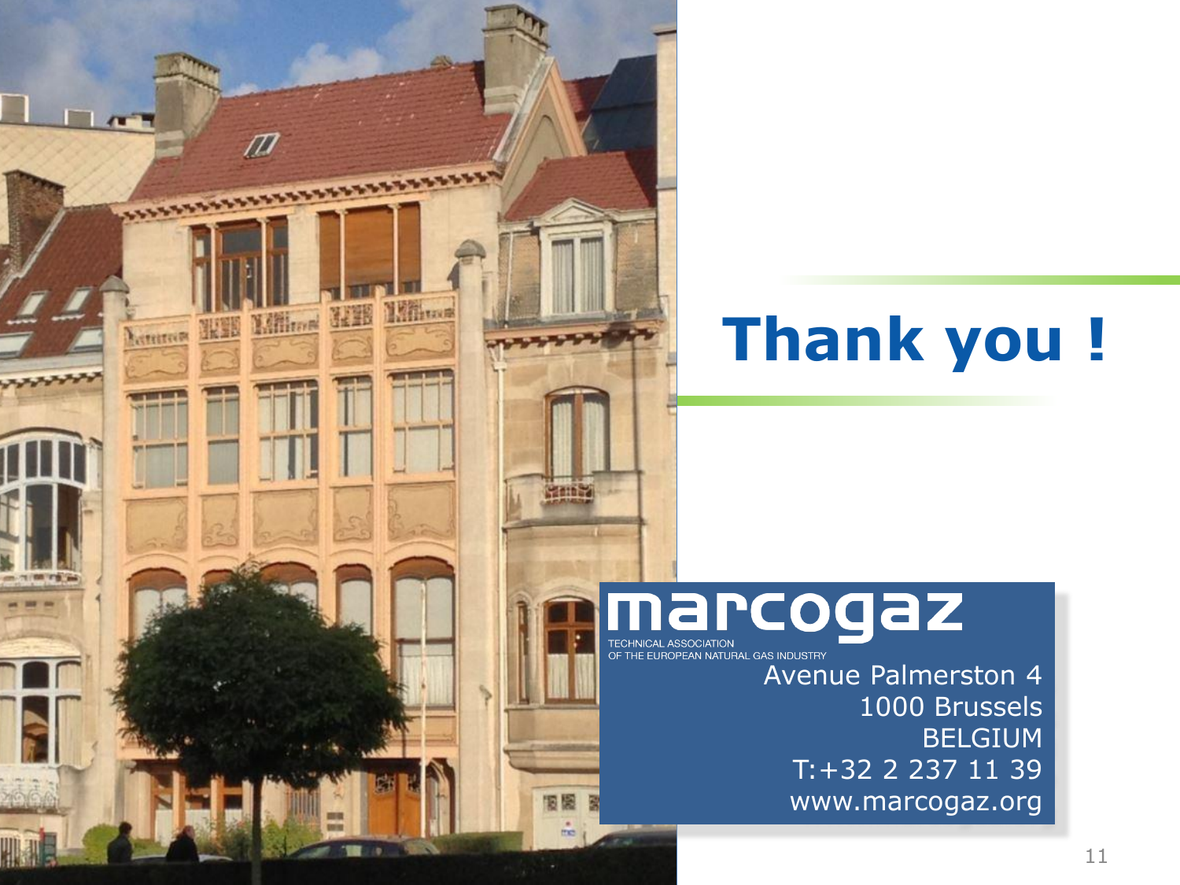# Thank you !

**marcogaz**

TECHNICAL ASSOCIATION
OF THE EUROPEAN NATURAL GAS INDUSTRY

Avenue Palmerston 4
1000 Brussels
BELGIUM
T:+32 2 237 11 39
www.marcogaz.org